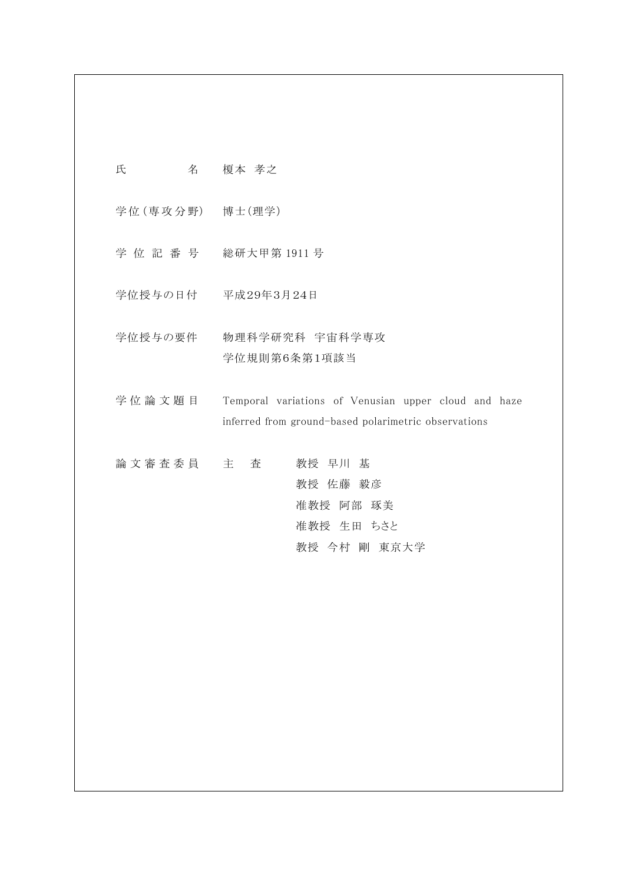| | |
|---|---|
| 氏　　　　名 | 榎本 孝之 |
| 学位(専攻分野) | 博士(理学) |
| 学 位 記 番 号 | 総研大甲第 1911 号 |
| 学位授与の日付 | 平成29年3月24日 |
| 学位授与の要件 | 物理科学研究科　宇宙科学専攻<br>学位規則第6条第1項該当 |
| 学 位 論 文 題 目 | Temporal variations of Venusian upper cloud and haze inferred from ground-based polarimetric observations |
| 論 文 審 査 委 員 | 主　査　　教授　早川　基<br>教授　佐藤　毅彦<br>准教授　阿部　琢美<br>准教授　生田　ちさと<br>教授　今村　剛　東京大学 |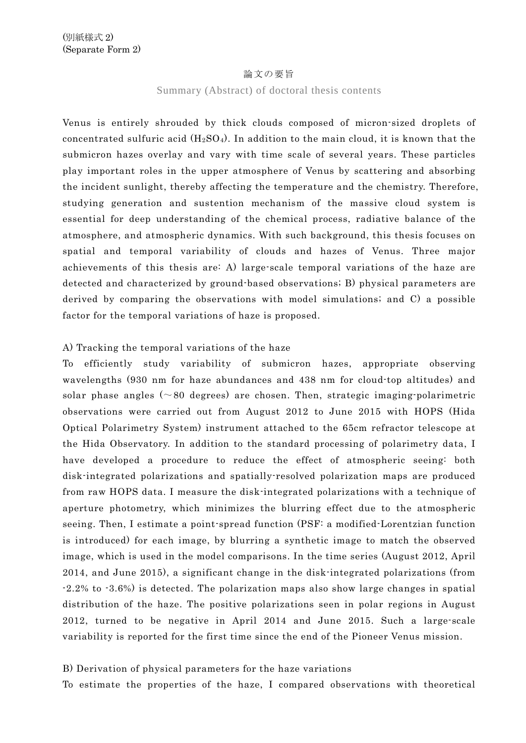(別紙様式 2)
(Separate Form 2)

# 論文の要旨

## Summary (Abstract) of doctoral thesis contents

Venus is entirely shrouded by thick clouds composed of micron-sized droplets of concentrated sulfuric acid ($H_2SO_4$). In addition to the main cloud, it is known that the submicron hazes overlay and vary with time scale of several years. These particles play important roles in the upper atmosphere of Venus by scattering and absorbing the incident sunlight, thereby affecting the temperature and the chemistry. Therefore, studying generation and sustention mechanism of the massive cloud system is essential for deep understanding of the chemical process, radiative balance of the atmosphere, and atmospheric dynamics. With such background, this thesis focuses on spatial and temporal variability of clouds and hazes of Venus. Three major achievements of this thesis are: A) large-scale temporal variations of the haze are detected and characterized by ground-based observations; B) physical parameters are derived by comparing the observations with model simulations; and C) a possible factor for the temporal variations of haze is proposed.

A) Tracking the temporal variations of the haze

To efficiently study variability of submicron hazes, appropriate observing wavelengths (930 nm for haze abundances and 438 nm for cloud-top altitudes) and solar phase angles (～80 degrees) are chosen. Then, strategic imaging-polarimetric observations were carried out from August 2012 to June 2015 with HOPS (Hida Optical Polarimetry System) instrument attached to the 65cm refractor telescope at the Hida Observatory. In addition to the standard processing of polarimetry data, I have developed a procedure to reduce the effect of atmospheric seeing: both disk-integrated polarizations and spatially-resolved polarization maps are produced from raw HOPS data. I measure the disk-integrated polarizations with a technique of aperture photometry, which minimizes the blurring effect due to the atmospheric seeing. Then, I estimate a point-spread function (PSF: a modified-Lorentzian function is introduced) for each image, by blurring a synthetic image to match the observed image, which is used in the model comparisons. In the time series (August 2012, April 2014, and June 2015), a significant change in the disk-integrated polarizations (from -2.2% to -3.6%) is detected. The polarization maps also show large changes in spatial distribution of the haze. The positive polarizations seen in polar regions in August 2012, turned to be negative in April 2014 and June 2015. Such a large-scale variability is reported for the first time since the end of the Pioneer Venus mission.

B) Derivation of physical parameters for the haze variations

To estimate the properties of the haze, I compared observations with theoretical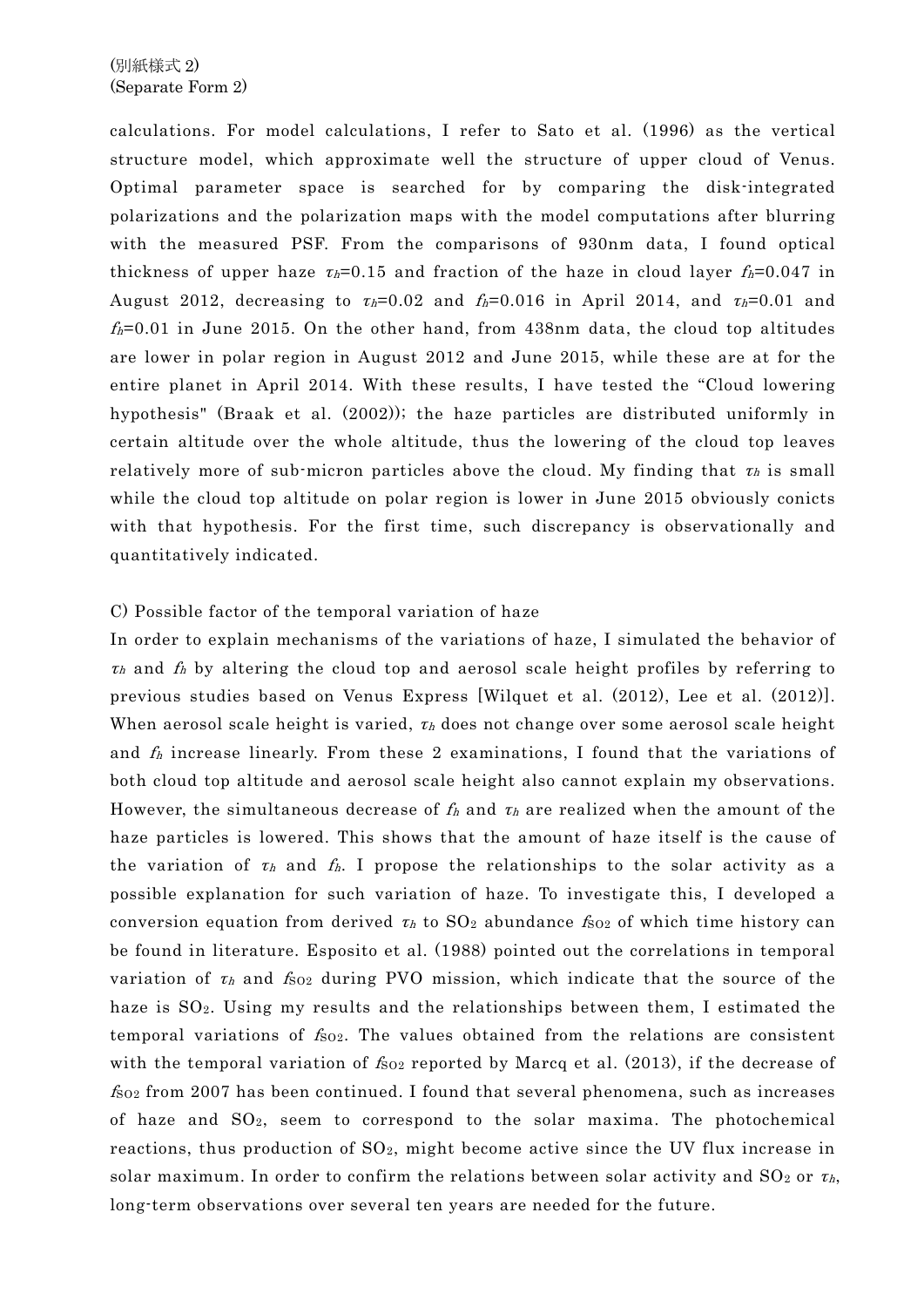(別紙様式 2)
(Separate Form 2)

calculations. For model calculations, I refer to Sato et al. (1996) as the vertical structure model, which approximate well the structure of upper cloud of Venus. Optimal parameter space is searched for by comparing the disk-integrated polarizations and the polarization maps with the model computations after blurring with the measured PSF. From the comparisons of 930nm data, I found optical thickness of upper haze $\tau_h$=0.15 and fraction of the haze in cloud layer $f_h$=0.047 in August 2012, decreasing to $\tau_h$=0.02 and $f_h$=0.016 in April 2014, and $\tau_h$=0.01 and $f_h$=0.01 in June 2015. On the other hand, from 438nm data, the cloud top altitudes are lower in polar region in August 2012 and June 2015, while these are at for the entire planet in April 2014. With these results, I have tested the "Cloud lowering hypothesis" (Braak et al. (2002)); the haze particles are distributed uniformly in certain altitude over the whole altitude, thus the lowering of the cloud top leaves relatively more of sub-micron particles above the cloud. My finding that $\tau_h$ is small while the cloud top altitude on polar region is lower in June 2015 obviously conicts with that hypothesis. For the first time, such discrepancy is observationally and quantitatively indicated.

C) Possible factor of the temporal variation of haze

In order to explain mechanisms of the variations of haze, I simulated the behavior of $\tau_h$ and $f_h$ by altering the cloud top and aerosol scale height profiles by referring to previous studies based on Venus Express [Wilquet et al. (2012), Lee et al. (2012)]. When aerosol scale height is varied, $\tau_h$ does not change over some aerosol scale height and $f_h$ increase linearly. From these 2 examinations, I found that the variations of both cloud top altitude and aerosol scale height also cannot explain my observations. However, the simultaneous decrease of $f_h$ and $\tau_h$ are realized when the amount of the haze particles is lowered. This shows that the amount of haze itself is the cause of the variation of $\tau_h$ and $f_h$. I propose the relationships to the solar activity as a possible explanation for such variation of haze. To investigate this, I developed a conversion equation from derived $\tau_h$ to $SO_2$ abundance $f_{SO_2}$ of which time history can be found in literature. Esposito et al. (1988) pointed out the correlations in temporal variation of $\tau_h$ and $f_{SO_2}$ during PVO mission, which indicate that the source of the haze is $SO_2$. Using my results and the relationships between them, I estimated the temporal variations of $f_{SO_2}$. The values obtained from the relations are consistent with the temporal variation of $f_{SO_2}$ reported by Marcq et al. (2013), if the decrease of $f_{SO_2}$ from 2007 has been continued. I found that several phenomena, such as increases of haze and $SO_2$, seem to correspond to the solar maxima. The photochemical reactions, thus production of $SO_2$, might become active since the UV flux increase in solar maximum. In order to confirm the relations between solar activity and $SO_2$ or $\tau_h$, long-term observations over several ten years are needed for the future.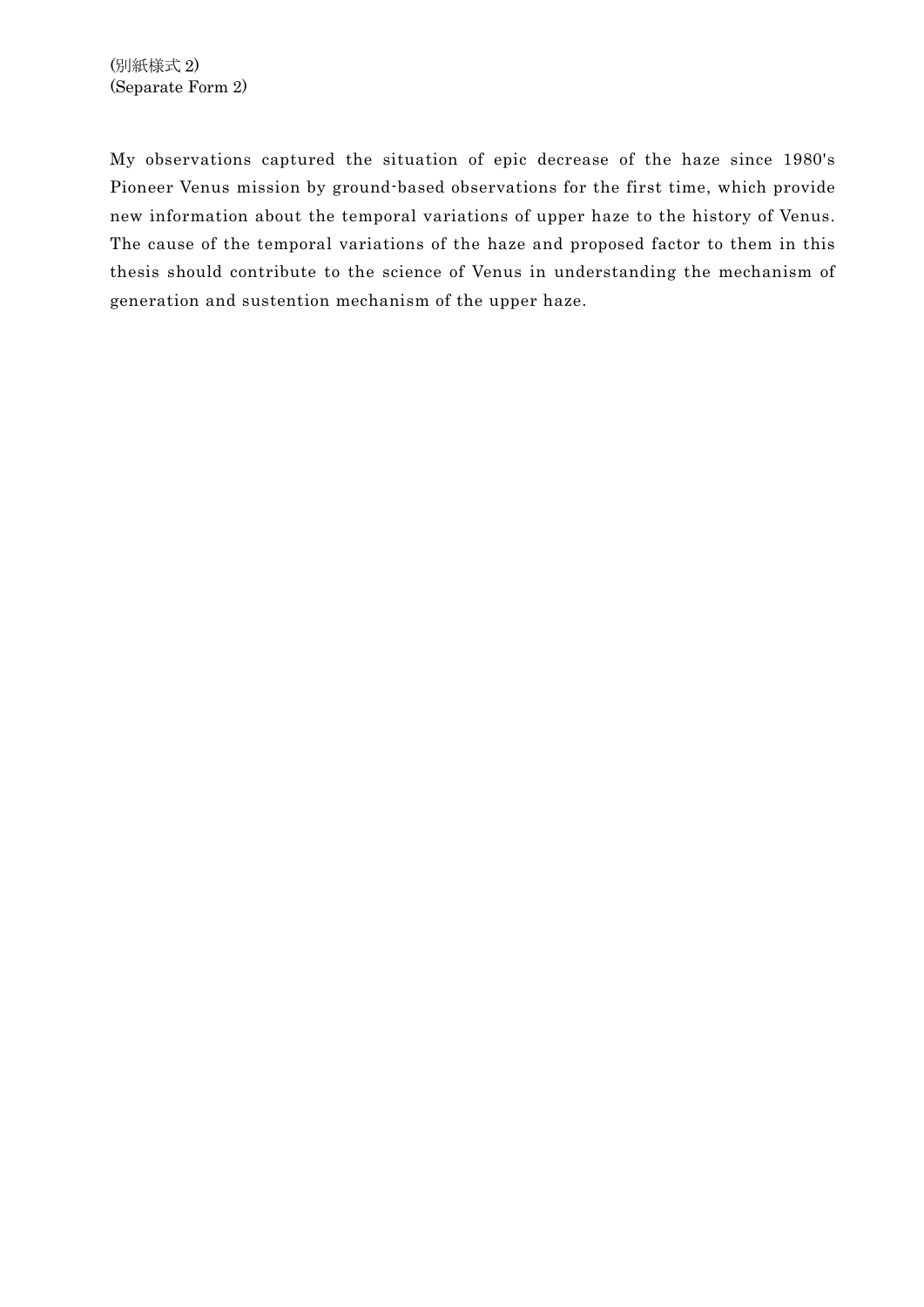(別紙様式 2)
(Separate Form 2)

My observations captured the situation of epic decrease of the haze since 1980's Pioneer Venus mission by ground-based observations for the first time, which provide new information about the temporal variations of upper haze to the history of Venus. The cause of the temporal variations of the haze and proposed factor to them in this thesis should contribute to the science of Venus in understanding the mechanism of generation and sustention mechanism of the upper haze.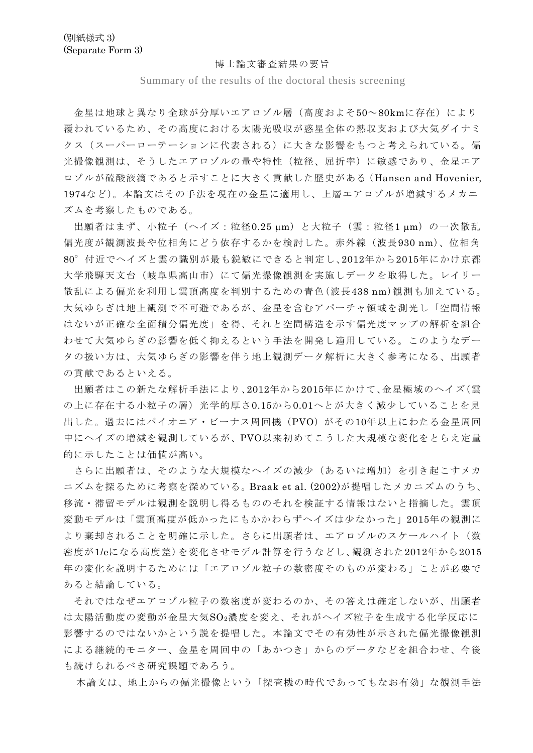(別紙様式 3)
(Separate Form 3)

# 博士論文審査結果の要旨

Summary of the results of the doctoral thesis screening

金星は地球と異なり全球が分厚いエアロゾル層（高度およそ50～80kmに存在）により覆われているため、その高度における太陽光吸収が惑星全体の熱収支および大気ダイナミクス（スーパーローテーションに代表される）に大きな影響をもつと考えられている。偏光撮像観測は、そうしたエアロゾルの量や特性（粒径、屈折率）に敏感であり、金星エアロゾルが硫酸液滴であると示すことに大きく貢献した歴史がある（Hansen and Hovenier, 1974など）。本論文はその手法を現在の金星に適用し、上層エアロゾルが増減するメカニズムを考察したものである。

出願者はまず、小粒子（ヘイズ：粒径0.25 μm）と大粒子（雲：粒径1 μm）の一次散乱偏光度が観測波長や位相角にどう依存するかを検討した。赤外線（波長930 nm）、位相角80°付近でヘイズと雲の識別が最も鋭敏にできると判定し、2012年から2015年にかけ京都大学飛騨天文台（岐阜県高山市）にて偏光撮像観測を実施しデータを取得した。レイリー散乱による偏光を利用し雲頂高度を判別するための青色（波長438 nm）観測も加えている。大気ゆらぎは地上観測で不可避であるが、金星を含むアパーチャ領域を測光し「空間情報はないが正確な全面積分偏光度」を得、それと空間構造を示す偏光度マップの解析を組合わせて大気ゆらぎの影響を低く抑えるという手法を開発し適用している。このようなデータの扱い方は、大気ゆらぎの影響を伴う地上観測データ解析に大きく参考になる、出願者の貢献であるといえる。

出願者はこの新たな解析手法により、2012年から2015年にかけて、金星極域のヘイズ（雲の上に存在する小粒子の層）光学的厚さ0.15から0.01へとが大きく減少していることを見出した。過去にはパイオニア・ビーナス周回機（PVO）がその10年以上にわたる金星周回中にヘイズの増減を観測しているが、PVO以来初めてこうした大規模な変化をとらえ定量的に示したことは価値が高い。

さらに出願者は、そのような大規模なヘイズの減少（あるいは増加）を引き起こすメカニズムを探るために考察を深めている。Braak et al. (2002)が提唱したメカニズムのうち、移流・滞留モデルは観測を説明し得るもののそれを検証する情報はないと指摘した。雲頂変動モデルは「雲頂高度が低かったにもかかわらずヘイズは少なかった」2015年の観測により棄却されることを明確に示した。さらに出願者は、エアロゾルのスケールハイト（数密度が1/eになる高度差）を変化させモデル計算を行うなどし、観測された2012年から2015年の変化を説明するためには「エアロゾル粒子の数密度そのものが変わる」ことが必要であると結論している。

それではなぜエアロゾル粒子の数密度が変わるのか、その答えは確定しないが、出願者は太陽活動度の変動が金星大気$SO_2$濃度を変え、それがヘイズ粒子を生成する化学反応に影響するのではないかという説を提唱した。本論文でその有効性が示された偏光撮像観測による継続的モニター、金星を周回中の「あかつき」からのデータなどを組合わせ、今後も続けられるべき研究課題であろう。

本論文は、地上からの偏光撮像という「探査機の時代であってもなお有効」な観測手法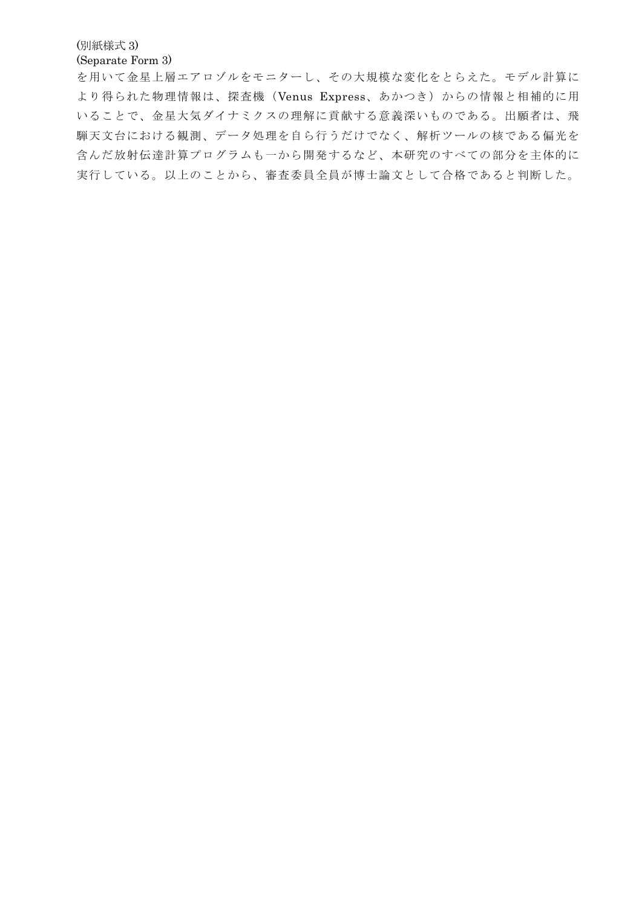(別紙様式 3)
(Separate Form 3)

を用いて金星上層エアロゾルをモニターし、その大規模な変化をとらえた。モデル計算により得られた物理情報は、探査機（Venus Express、あかつき）からの情報と相補的に用いることで、金星大気ダイナミクスの理解に貢献する意義深いものである。出願者は、飛騨天文台における観測、データ処理を自ら行うだけでなく、解析ツールの核である偏光を含んだ放射伝達計算プログラムも一から開発するなど、本研究のすべての部分を主体的に実行している。以上のことから、審査委員全員が博士論文として合格であると判断した。